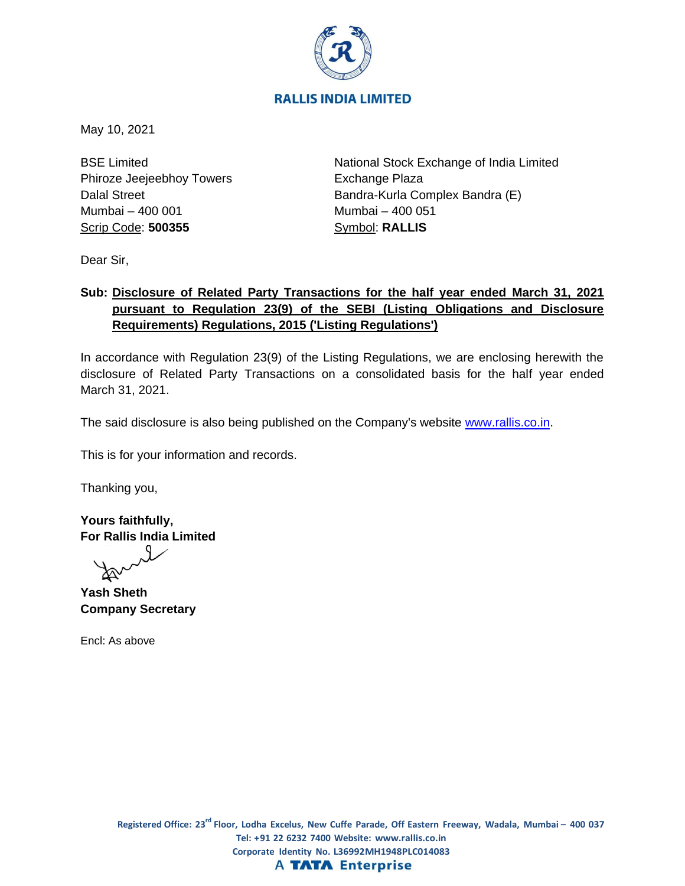**RALLIS INDIA LIMITED**

May 10, 2021

BSE Limited
Phiroze Jeejeebhoy Towers
Dalal Street
Mumbai – 400 001
Scrip Code: **500355**

National Stock Exchange of India Limited
Exchange Plaza
Bandra-Kurla Complex Bandra (E)
Mumbai – 400 051
Symbol: **RALLIS**

Dear Sir,

**Sub: Disclosure of Related Party Transactions for the half year ended March 31, 2021 pursuant to Regulation 23(9) of the SEBI (Listing Obligations and Disclosure Requirements) Regulations, 2015 ('Listing Regulations')**

In accordance with Regulation 23(9) of the Listing Regulations, we are enclosing herewith the disclosure of Related Party Transactions on a consolidated basis for the half year ended March 31, 2021.

The said disclosure is also being published on the Company's website www.rallis.co.in.

This is for your information and records.

Thanking you,

**Yours faithfully,**
**For Rallis India Limited**

**Yash Sheth**
**Company Secretary**

Encl: As above

Registered Office: 23rd Floor, Lodha Excelus, New Cuffe Parade, Off Eastern Freeway, Wadala, Mumbai – 400 037
Tel: +91 22 6232 7400 Website: www.rallis.co.in
Corporate Identity No. L36992MH1948PLC014083
A TATA Enterprise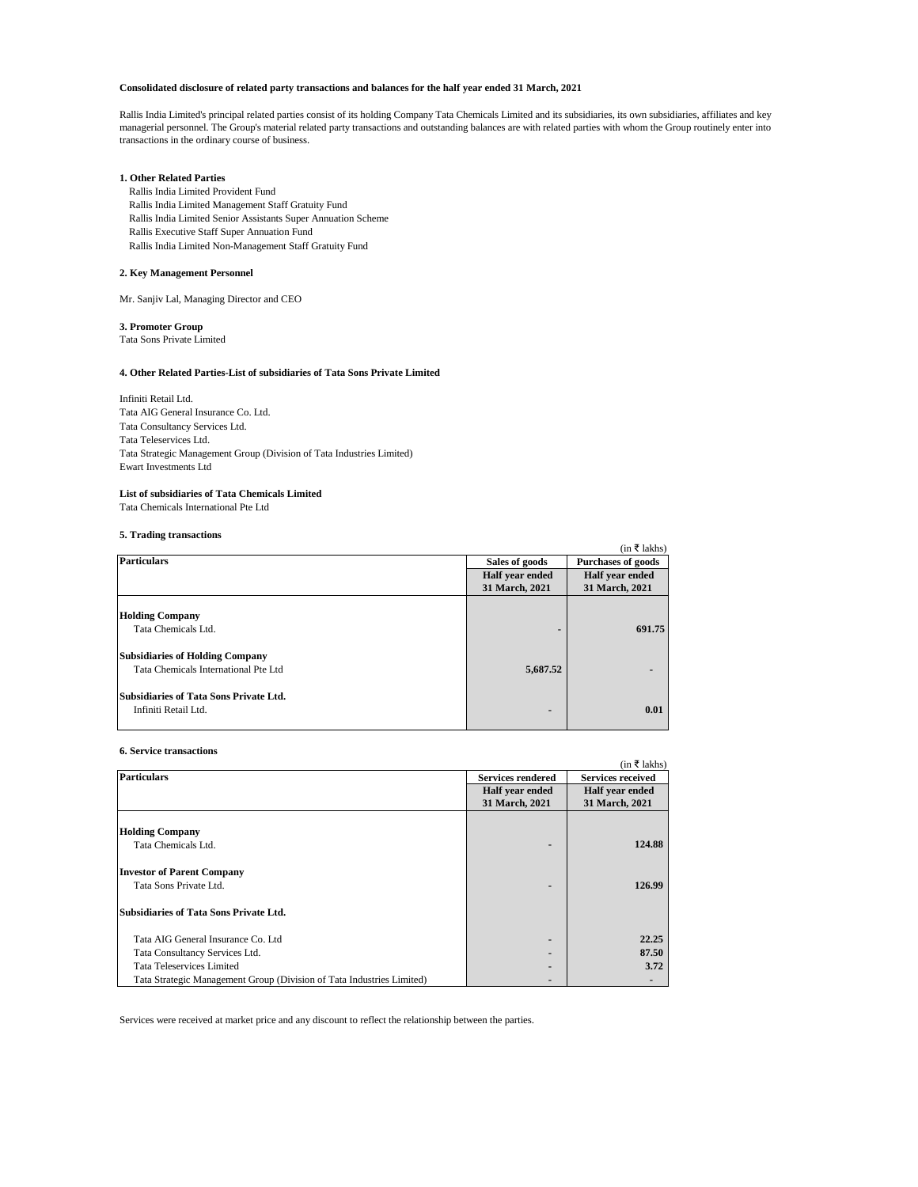**Consolidated disclosure of related party transactions and balances for the half year ended 31 March, 2021**

Rallis India Limited's principal related parties consist of its holding Company Tata Chemicals Limited and its subsidiaries, its own subsidiaries, affiliates and key managerial personnel. The Group's material related party transactions and outstanding balances are with related parties with whom the Group routinely enter into transactions in the ordinary course of business.

**1. Other Related Parties**

Rallis India Limited Provident Fund
Rallis India Limited Management Staff Gratuity Fund
Rallis India Limited Senior Assistants Super Annuation Scheme
Rallis Executive Staff Super Annuation Fund
Rallis India Limited Non-Management Staff Gratuity Fund

**2. Key Management Personnel**

Mr. Sanjiv Lal, Managing Director and CEO

**3. Promoter Group**

Tata Sons Private Limited

**4. Other Related Parties-List of subsidiaries of Tata Sons Private Limited**

Infiniti Retail Ltd.
Tata AIG General Insurance Co. Ltd.
Tata Consultancy Services Ltd.
Tata Teleservices Ltd.
Tata Strategic Management Group (Division of Tata Industries Limited)
Ewart Investments Ltd

**List of subsidiaries of Tata Chemicals Limited**

Tata Chemicals International Pte Ltd

**5. Trading transactions**

(in ₹ lakhs)

| Particulars | Sales of goods | Purchases of goods |
|---|---|---|
| | Half year ended 31 March, 2021 | Half year ended 31 March, 2021 |
| **Holding Company** | | |
| Tata Chemicals Ltd. | - | 691.75 |
| **Subsidiaries of Holding Company** | | |
| Tata Chemicals International Pte Ltd | 5,687.52 | - |
| **Subsidiaries of Tata Sons Private Ltd.** | | |
| Infiniti Retail Ltd. | - | 0.01 |

**6. Service transactions**

(in ₹ lakhs)

| Particulars | Services rendered | Services received |
|---|---|---|
| | Half year ended 31 March, 2021 | Half year ended 31 March, 2021 |
| **Holding Company** | | |
| Tata Chemicals Ltd. | - | 124.88 |
| **Investor of Parent Company** | | |
| Tata Sons Private Ltd. | - | 126.99 |
| **Subsidiaries of Tata Sons Private Ltd.** | | |
| Tata AIG General Insurance Co. Ltd | - | 22.25 |
| Tata Consultancy Services Ltd. | - | 87.50 |
| Tata Teleservices Limited | - | 3.72 |
| Tata Strategic Management Group (Division of Tata Industries Limited) | - | - |

Services were received at market price and any discount to reflect the relationship between the parties.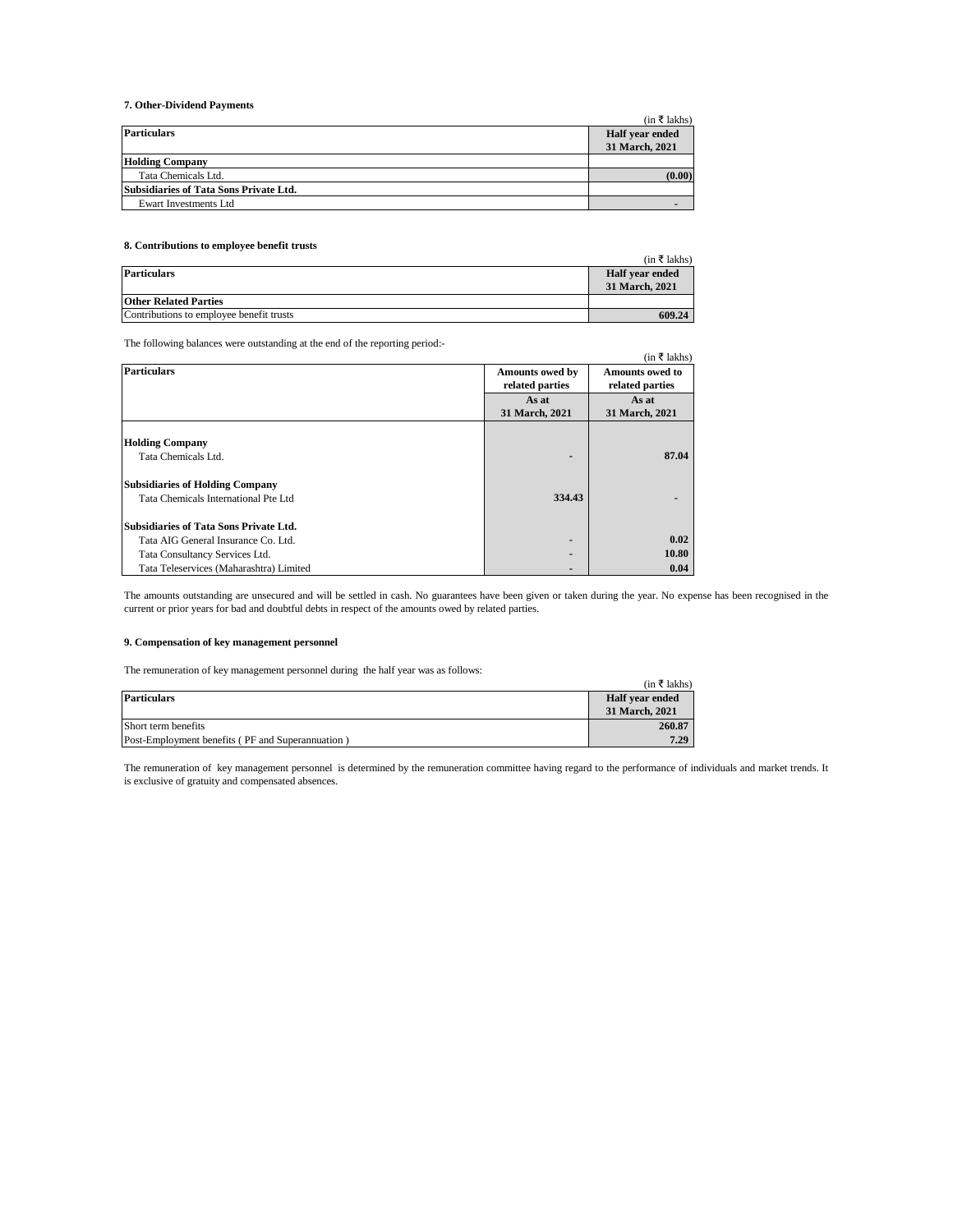**7. Other-Dividend Payments**

(in ₹ lakhs)

| Particulars | Half year ended 31 March, 2021 |
|---|---|
| **Holding Company** | |
| Tata Chemicals Ltd. | **(0.00)** |
| **Subsidiaries of Tata Sons Private Ltd.** | |
| Ewart Investments Ltd | - |

**8. Contributions to employee benefit trusts**

(in ₹ lakhs)

| Particulars | Half year ended 31 March, 2021 |
|---|---|
| **Other Related Parties** | |
| Contributions to employee benefit trusts | **609.24** |

The following balances were outstanding at the end of the reporting period:-

(in ₹ lakhs)

| Particulars | Amounts owed by related parties | Amounts owed to related parties |
|---|---|---|
| | As at 31 March, 2021 | As at 31 March, 2021 |
| **Holding Company** | | |
| Tata Chemicals Ltd. | - | **87.04** |
| **Subsidiaries of Holding Company** | | |
| Tata Chemicals International Pte Ltd | **334.43** | - |
| **Subsidiaries of Tata Sons Private Ltd.** | | |
| Tata AIG General Insurance Co. Ltd. | - | **0.02** |
| Tata Consultancy Services Ltd. | - | **10.80** |
| Tata Teleservices (Maharashtra) Limited | - | **0.04** |

The amounts outstanding are unsecured and will be settled in cash. No guarantees have been given or taken during the year. No expense has been recognised in the current or prior years for bad and doubtful debts in respect of the amounts owed by related parties.

**9. Compensation of key management personnel**

The remuneration of key management personnel during the half year was as follows:

(in ₹ lakhs)

| Particulars | Half year ended 31 March, 2021 |
|---|---|
| Short term benefits | **260.87** |
| Post-Employment benefits ( PF and Superannuation ) | **7.29** |

The remuneration of key management personnel is determined by the remuneration committee having regard to the performance of individuals and market trends. It is exclusive of gratuity and compensated absences.